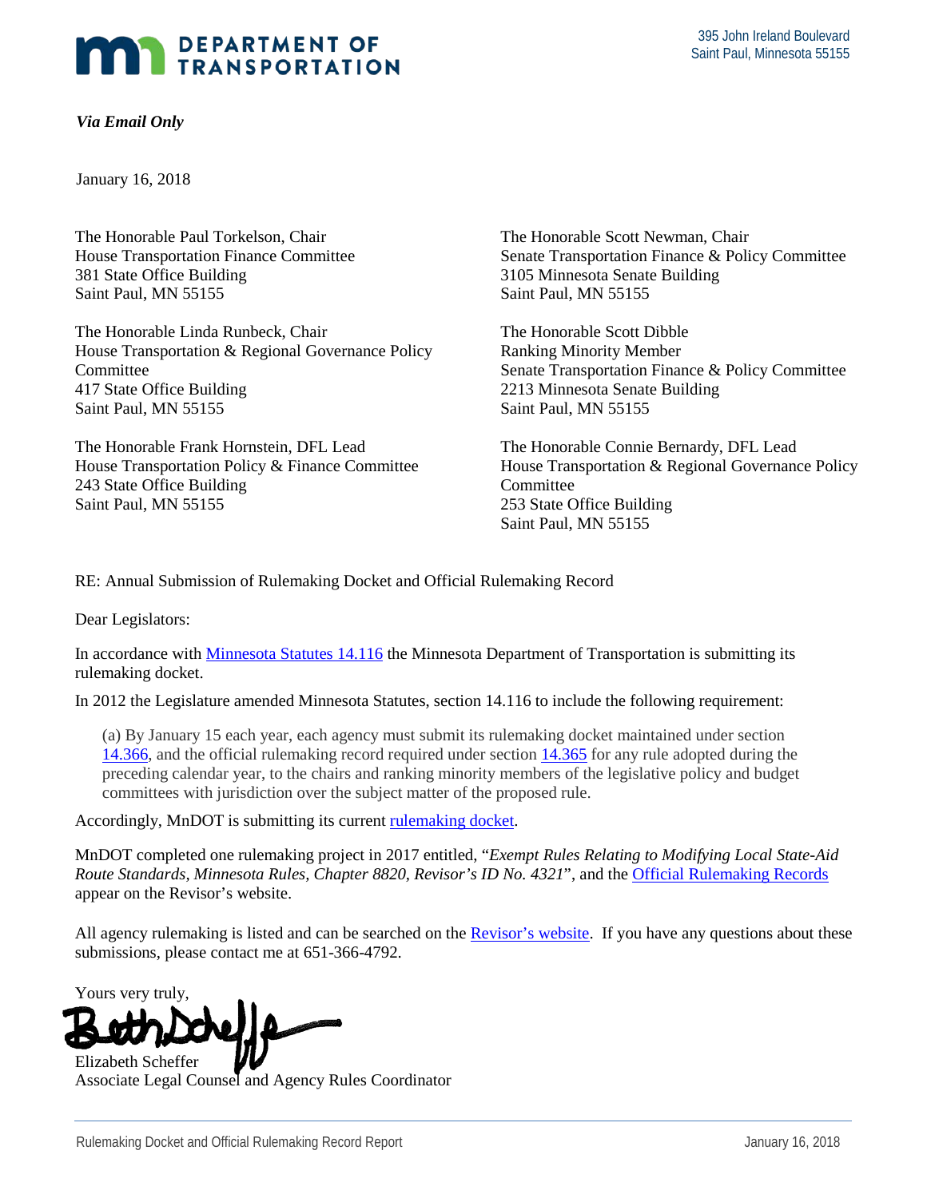**DEPARTMENT OF TRANSPORTATION**

395 John Ireland Boulevard
Saint Paul, Minnesota 55155

***Via Email Only***

January 16, 2018

The Honorable Paul Torkelson, Chair
House Transportation Finance Committee
381 State Office Building
Saint Paul, MN 55155

The Honorable Linda Runbeck, Chair
House Transportation & Regional Governance Policy Committee
417 State Office Building
Saint Paul, MN 55155

The Honorable Frank Hornstein, DFL Lead
House Transportation Policy & Finance Committee
243 State Office Building
Saint Paul, MN 55155

The Honorable Scott Newman, Chair
Senate Transportation Finance & Policy Committee
3105 Minnesota Senate Building
Saint Paul, MN 55155

The Honorable Scott Dibble
Ranking Minority Member
Senate Transportation Finance & Policy Committee
2213 Minnesota Senate Building
Saint Paul, MN 55155

The Honorable Connie Bernardy, DFL Lead
House Transportation & Regional Governance Policy Committee
253 State Office Building
Saint Paul, MN 55155

RE: Annual Submission of Rulemaking Docket and Official Rulemaking Record

Dear Legislators:

In accordance with Minnesota Statutes 14.116 the Minnesota Department of Transportation is submitting its rulemaking docket.

In 2012 the Legislature amended Minnesota Statutes, section 14.116 to include the following requirement:

> (a) By January 15 each year, each agency must submit its rulemaking docket maintained under section 14.366, and the official rulemaking record required under section 14.365 for any rule adopted during the preceding calendar year, to the chairs and ranking minority members of the legislative policy and budget committees with jurisdiction over the subject matter of the proposed rule.

Accordingly, MnDOT is submitting its current rulemaking docket.

MnDOT completed one rulemaking project in 2017 entitled, "*Exempt Rules Relating to Modifying Local State-Aid Route Standards, Minnesota Rules, Chapter 8820, Revisor's ID No. 4321*", and the Official Rulemaking Records appear on the Revisor's website.

All agency rulemaking is listed and can be searched on the Revisor's website. If you have any questions about these submissions, please contact me at 651-366-4792.

Yours very truly,

Elizabeth Scheffer
Associate Legal Counsel and Agency Rules Coordinator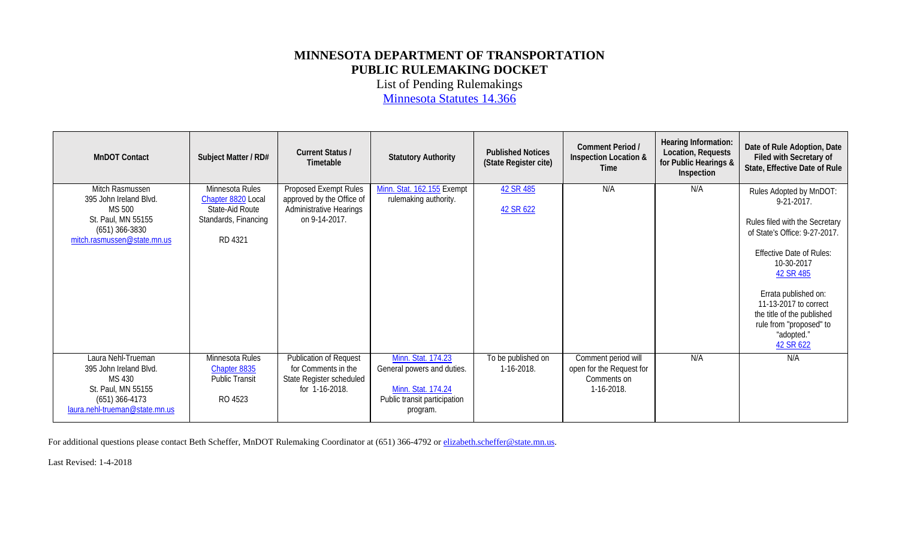**MINNESOTA DEPARTMENT OF TRANSPORTATION**
**PUBLIC RULEMAKING DOCKET**
List of Pending Rulemakings
Minnesota Statutes 14.366

| MnDOT Contact | Subject Matter / RD# | Current Status / Timetable | Statutory Authority | Published Notices (State Register cite) | Comment Period / Inspection Location & Time | Hearing Information: Location, Requests for Public Hearings & Inspection | Date of Rule Adoption, Date Filed with Secretary of State, Effective Date of Rule |
|---|---|---|---|---|---|---|---|
| Mitch Rasmussen<br>395 John Ireland Blvd.<br>MS 500<br>St. Paul, MN 55155<br>(651) 366-3830<br>mitch.rasmussen@state.mn.us | Minnesota Rules Chapter 8820 Local State-Aid Route Standards, Financing<br><br>RD 4321 | Proposed Exempt Rules approved by the Office of Administrative Hearings on 9-14-2017. | Minn. Stat. 162.155 Exempt rulemaking authority. | 42 SR 485<br><br>42 SR 622 | N/A | N/A | Rules Adopted by MnDOT: 9-21-2017.<br><br>Rules filed with the Secretary of State's Office: 9-27-2017.<br><br>Effective Date of Rules: 10-30-2017<br>42 SR 485<br><br>Errata published on: 11-13-2017 to correct the title of the published rule from "proposed" to "adopted."<br>42 SR 622 |
| Laura Nehl-Trueman<br>395 John Ireland Blvd.<br>MS 430<br>St. Paul, MN 55155<br>(651) 366-4173<br>laura.nehl-trueman@state.mn.us | Minnesota Rules Chapter 8835 Public Transit<br><br>RO 4523 | Publication of Request for Comments in the State Register scheduled for 1-16-2018. | Minn. Stat. 174.23 General powers and duties.<br><br>Minn. Stat. 174.24 Public transit participation program. | To be published on 1-16-2018. | Comment period will open for the Request for Comments on 1-16-2018. | N/A | N/A |

For additional questions please contact Beth Scheffer, MnDOT Rulemaking Coordinator at (651) 366-4792 or elizabeth.scheffer@state.mn.us.

Last Revised: 1-4-2018